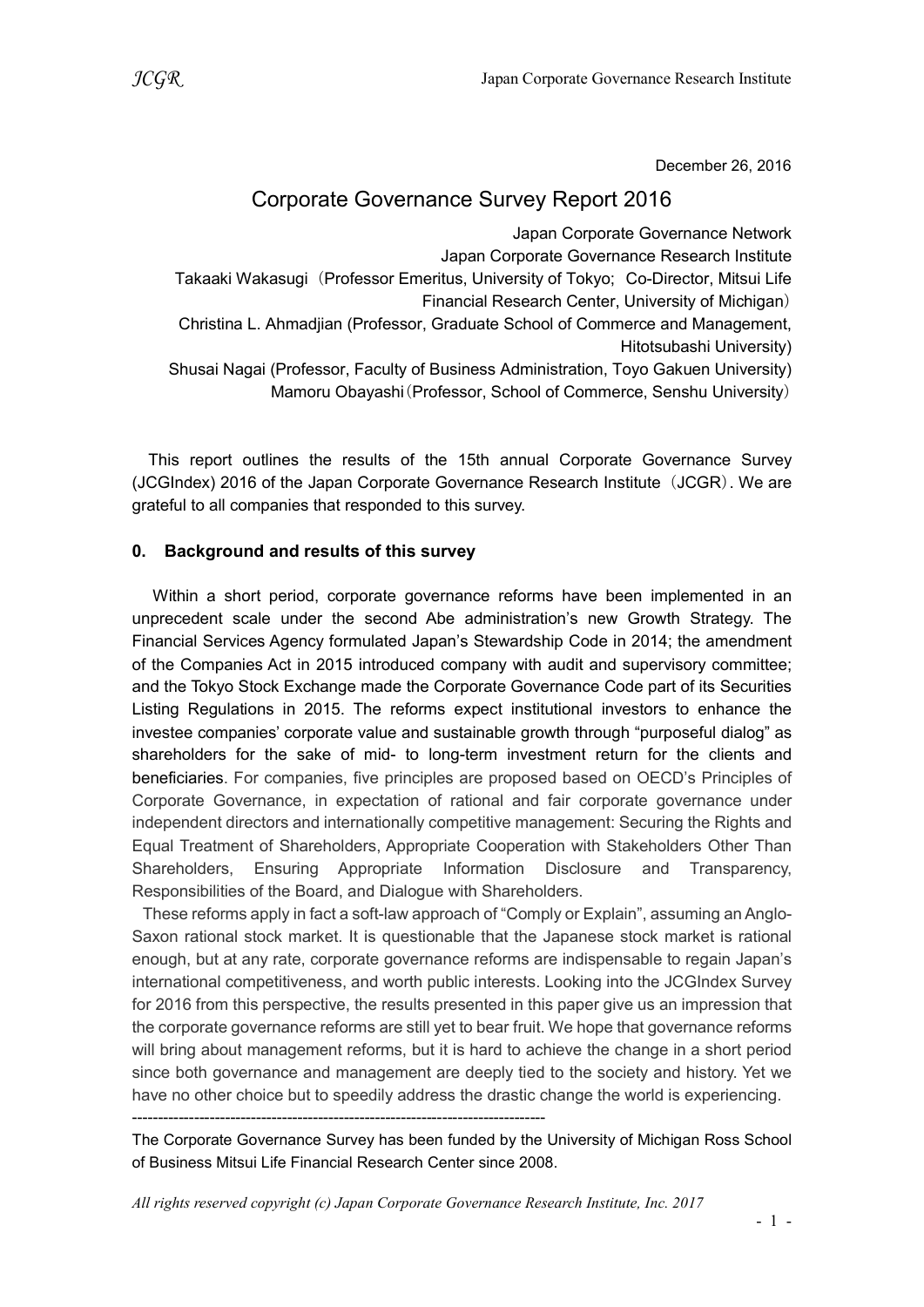December 26, 2016

# Corporate Governance Survey Report 2016

Japan Corporate Governance Network
Japan Corporate Governance Research Institute
Takaaki Wakasugi（Professor Emeritus, University of Tokyo; Co-Director, Mitsui Life Financial Research Center, University of Michigan）
Christina L. Ahmadjian (Professor, Graduate School of Commerce and Management, Hitotsubashi University)
Shusai Nagai (Professor, Faculty of Business Administration, Toyo Gakuen University)
Mamoru Obayashi（Professor, School of Commerce, Senshu University）

This report outlines the results of the 15th annual Corporate Governance Survey (JCGIndex) 2016 of the Japan Corporate Governance Research Institute（JCGR）. We are grateful to all companies that responded to this survey.

## 0. Background and results of this survey

Within a short period, corporate governance reforms have been implemented in an unprecedent scale under the second Abe administration's new Growth Strategy. The Financial Services Agency formulated Japan's Stewardship Code in 2014; the amendment of the Companies Act in 2015 introduced company with audit and supervisory committee; and the Tokyo Stock Exchange made the Corporate Governance Code part of its Securities Listing Regulations in 2015. The reforms expect institutional investors to enhance the investee companies' corporate value and sustainable growth through "purposeful dialog" as shareholders for the sake of mid- to long-term investment return for the clients and beneficiaries. For companies, five principles are proposed based on OECD's Principles of Corporate Governance, in expectation of rational and fair corporate governance under independent directors and internationally competitive management: Securing the Rights and Equal Treatment of Shareholders, Appropriate Cooperation with Stakeholders Other Than Shareholders, Ensuring Appropriate Information Disclosure and Transparency, Responsibilities of the Board, and Dialogue with Shareholders.

These reforms apply in fact a soft-law approach of "Comply or Explain", assuming an Anglo-Saxon rational stock market. It is questionable that the Japanese stock market is rational enough, but at any rate, corporate governance reforms are indispensable to regain Japan's international competitiveness, and worth public interests. Looking into the JCGIndex Survey for 2016 from this perspective, the results presented in this paper give us an impression that the corporate governance reforms are still yet to bear fruit. We hope that governance reforms will bring about management reforms, but it is hard to achieve the change in a short period since both governance and management are deeply tied to the society and history. Yet we have no other choice but to speedily address the drastic change the world is experiencing.

---

The Corporate Governance Survey has been funded by the University of Michigan Ross School of Business Mitsui Life Financial Research Center since 2008.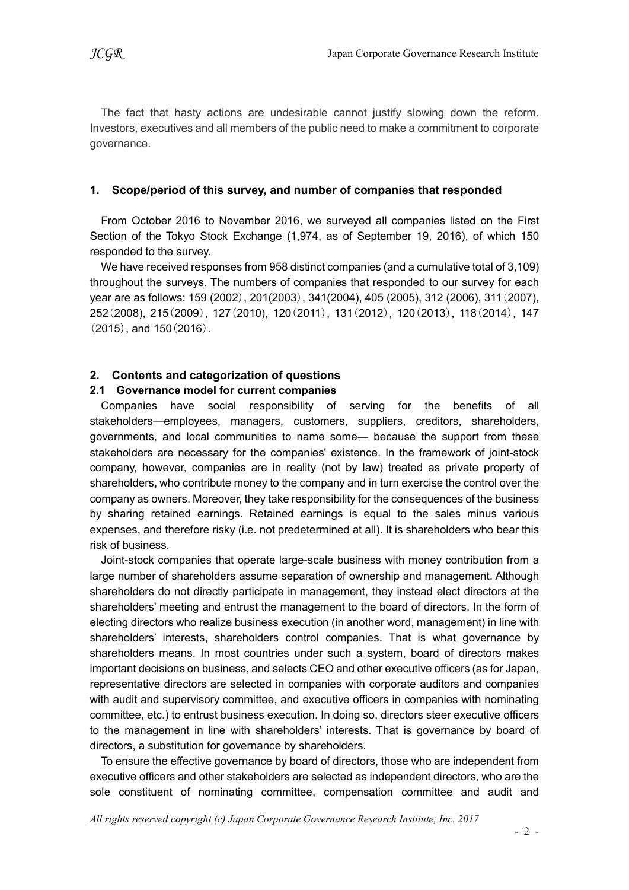The fact that hasty actions are undesirable cannot justify slowing down the reform. Investors, executives and all members of the public need to make a commitment to corporate governance.

## 1. Scope/period of this survey, and number of companies that responded

From October 2016 to November 2016, we surveyed all companies listed on the First Section of the Tokyo Stock Exchange (1,974, as of September 19, 2016), of which 150 responded to the survey.

We have received responses from 958 distinct companies (and a cumulative total of 3,109) throughout the surveys. The numbers of companies that responded to our survey for each year are as follows: 159 (2002), 201(2003), 341(2004), 405 (2005), 312 (2006), 311(2007), 252(2008), 215(2009), 127(2010), 120(2011), 131(2012), 120(2013), 118(2014), 147 (2015), and 150(2016).

## 2. Contents and categorization of questions

### 2.1 Governance model for current companies

Companies have social responsibility of serving for the benefits of all stakeholders—employees, managers, customers, suppliers, creditors, shareholders, governments, and local communities to name some— because the support from these stakeholders are necessary for the companies' existence. In the framework of joint-stock company, however, companies are in reality (not by law) treated as private property of shareholders, who contribute money to the company and in turn exercise the control over the company as owners. Moreover, they take responsibility for the consequences of the business by sharing retained earnings. Retained earnings is equal to the sales minus various expenses, and therefore risky (i.e. not predetermined at all). It is shareholders who bear this risk of business.

Joint-stock companies that operate large-scale business with money contribution from a large number of shareholders assume separation of ownership and management. Although shareholders do not directly participate in management, they instead elect directors at the shareholders' meeting and entrust the management to the board of directors. In the form of electing directors who realize business execution (in another word, management) in line with shareholders' interests, shareholders control companies. That is what governance by shareholders means. In most countries under such a system, board of directors makes important decisions on business, and selects CEO and other executive officers (as for Japan, representative directors are selected in companies with corporate auditors and companies with audit and supervisory committee, and executive officers in companies with nominating committee, etc.) to entrust business execution. In doing so, directors steer executive officers to the management in line with shareholders' interests. That is governance by board of directors, a substitution for governance by shareholders.

To ensure the effective governance by board of directors, those who are independent from executive officers and other stakeholders are selected as independent directors, who are the sole constituent of nominating committee, compensation committee and audit and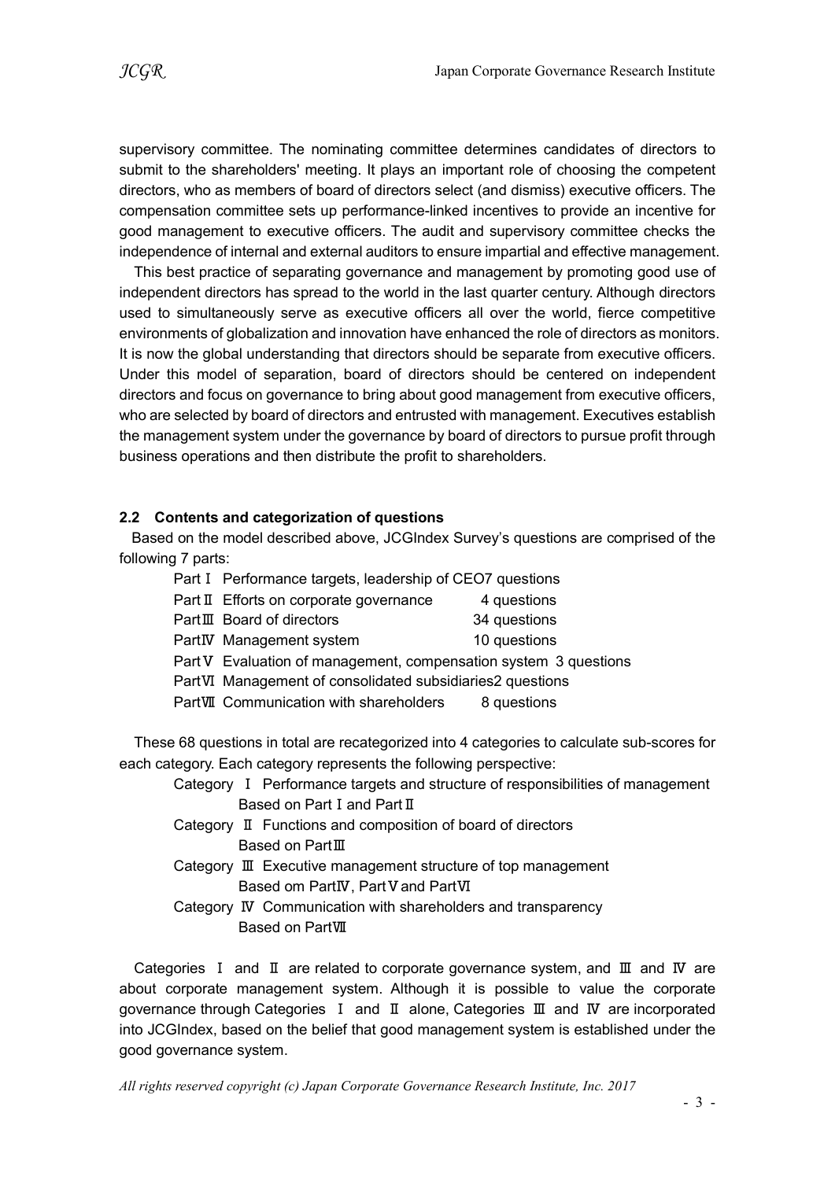supervisory committee. The nominating committee determines candidates of directors to submit to the shareholders' meeting. It plays an important role of choosing the competent directors, who as members of board of directors select (and dismiss) executive officers. The compensation committee sets up performance-linked incentives to provide an incentive for good management to executive officers. The audit and supervisory committee checks the independence of internal and external auditors to ensure impartial and effective management.

This best practice of separating governance and management by promoting good use of independent directors has spread to the world in the last quarter century. Although directors used to simultaneously serve as executive officers all over the world, fierce competitive environments of globalization and innovation have enhanced the role of directors as monitors. It is now the global understanding that directors should be separate from executive officers. Under this model of separation, board of directors should be centered on independent directors and focus on governance to bring about good management from executive officers, who are selected by board of directors and entrusted with management. Executives establish the management system under the governance by board of directors to pursue profit through business operations and then distribute the profit to shareholders.

### 2.2 Contents and categorization of questions

Based on the model described above, JCGIndex Survey's questions are comprised of the following 7 parts:

- Part Ⅰ Performance targets, leadership of CEO7 questions
- Part Ⅱ Efforts on corporate governance 4 questions
- Part Ⅲ Board of directors 34 questions
- Part Ⅳ Management system 10 questions
- Part Ⅴ Evaluation of management, compensation system 3 questions
- Part Ⅵ Management of consolidated subsidiaries2 questions
- Part Ⅶ Communication with shareholders 8 questions

These 68 questions in total are recategorized into 4 categories to calculate sub-scores for each category. Each category represents the following perspective:

- Category Ⅰ Performance targets and structure of responsibilities of management
  Based on Part Ⅰ and Part Ⅱ
- Category Ⅱ Functions and composition of board of directors
  Based on Part Ⅲ
- Category Ⅲ Executive management structure of top management
  Based om Part Ⅳ, Part Ⅴ and Part Ⅵ
- Category Ⅳ Communication with shareholders and transparency
  Based on Part Ⅶ

Categories Ⅰ and Ⅱ are related to corporate governance system, and Ⅲ and Ⅳ are about corporate management system. Although it is possible to value the corporate governance through Categories Ⅰ and Ⅱ alone, Categories Ⅲ and Ⅳ are incorporated into JCGIndex, based on the belief that good management system is established under the good governance system.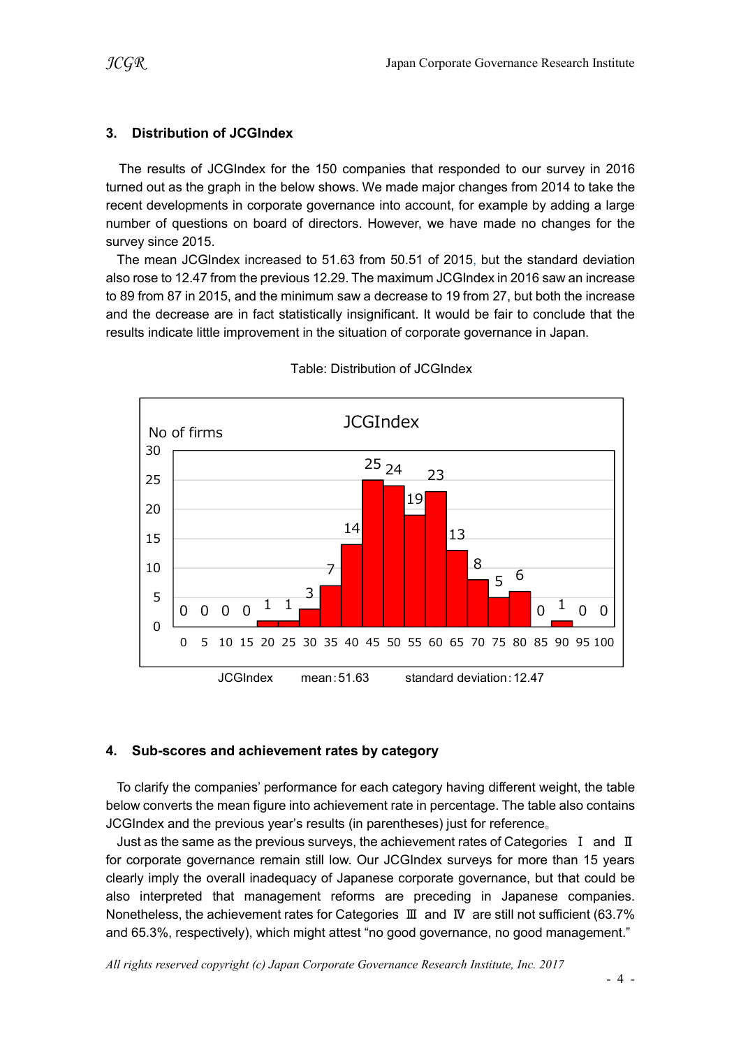## 3. Distribution of JCGIndex

The results of JCGIndex for the 150 companies that responded to our survey in 2016 turned out as the graph in the below shows. We made major changes from 2014 to take the recent developments in corporate governance into account, for example by adding a large number of questions on board of directors. However, we have made no changes for the survey since 2015.

The mean JCGIndex increased to 51.63 from 50.51 of 2015, but the standard deviation also rose to 12.47 from the previous 12.29. The maximum JCGIndex in 2016 saw an increase to 89 from 87 in 2015, and the minimum saw a decrease to 19 from 27, but both the increase and the decrease are in fact statistically insignificant. It would be fair to conclude that the results indicate little improvement in the situation of corporate governance in Japan.

Table: Distribution of JCGIndex

JCGIndex

| JCGIndex | 0 | 5 | 10 | 15 | 20 | 25 | 30 | 35 | 40 | 45 | 50 | 55 | 60 | 65 | 70 | 75 | 80 | 85 | 90 | 95 | 100 |
|---|---|---|---|---|---|---|---|---|---|---|---|---|---|---|---|---|---|---|---|---|---|
| No of firms | 0 | 0 | 0 | 0 | 1 | 1 | 3 | 7 | 14 | 25 | 24 | 19 | 23 | 13 | 8 | 5 | 6 | 0 | 1 | 0 | 0 |

JCGIndex　　mean：51.63　　standard deviation：12.47

## 4. Sub-scores and achievement rates by category

To clarify the companies' performance for each category having different weight, the table below converts the mean figure into achievement rate in percentage. The table also contains JCGIndex and the previous year's results (in parentheses) just for reference。

Just as the same as the previous surveys, the achievement rates of Categories Ⅰ and Ⅱ for corporate governance remain still low. Our JCGIndex surveys for more than 15 years clearly imply the overall inadequacy of Japanese corporate governance, but that could be also interpreted that management reforms are preceding in Japanese companies. Nonetheless, the achievement rates for Categories Ⅲ and Ⅳ are still not sufficient (63.7% and 65.3%, respectively), which might attest "no good governance, no good management."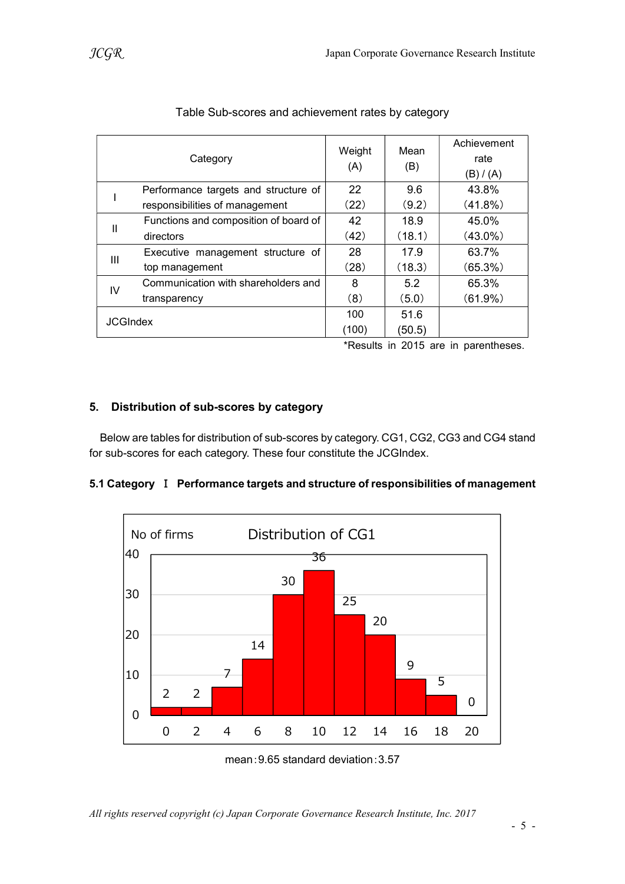Table Sub-scores and achievement rates by category

| | Category | Weight (A) | Mean (B) | Achievement rate (B) / (A) |
|---|---|---|---|---|
| I | Performance targets and structure of responsibilities of management | 22 (22) | 9.6 (9.2) | 43.8% (41.8%) |
| II | Functions and composition of board of directors | 42 (42) | 18.9 (18.1) | 45.0% (43.0%) |
| III | Executive management structure of top management | 28 (28) | 17.9 (18.3) | 63.7% (65.3%) |
| IV | Communication with shareholders and transparency | 8 (8) | 5.2 (5.0) | 65.3% (61.9%) |
| JCGIndex | | 100 (100) | 51.6 (50.5) | |

*Results in 2015 are in parentheses.

## 5. Distribution of sub-scores by category

Below are tables for distribution of sub-scores by category. CG1, CG2, CG3 and CG4 stand for sub-scores for each category. These four constitute the JCGIndex.

### 5.1 Category Ⅰ Performance targets and structure of responsibilities of management

Distribution of CG1

| Score | 0 | 2 | 4 | 6 | 8 | 10 | 12 | 14 | 16 | 18 | 20 |
|---|---|---|---|---|---|---|---|---|---|---|---|
| No of firms | 2 | 2 | 7 | 14 | 30 | 36 | 25 | 20 | 9 | 5 | 0 |

mean：9.65 standard deviation：3.57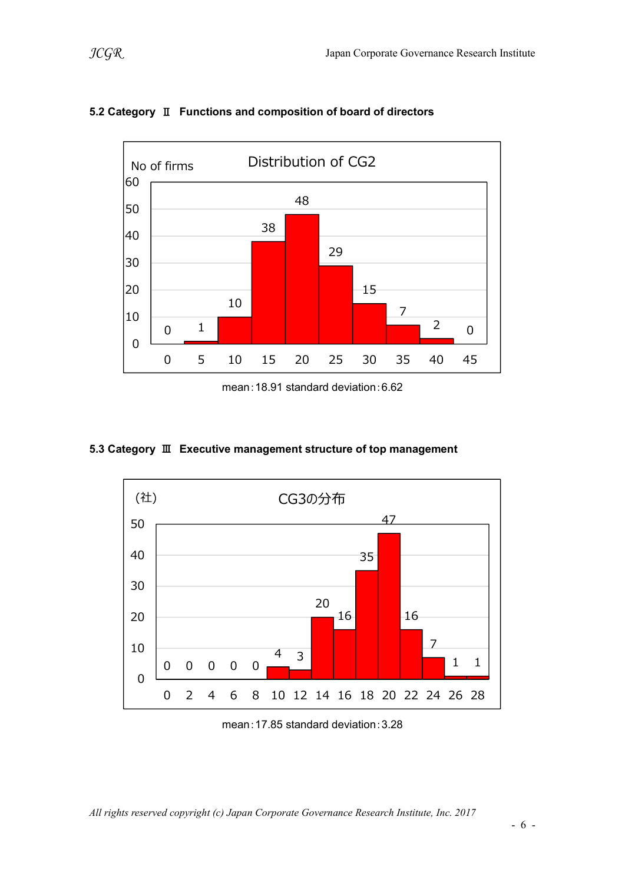### 5.2 Category Ⅱ Functions and composition of board of directors

**Distribution of CG2**

No of firms

| Score | 0 | 5 | 10 | 15 | 20 | 25 | 30 | 35 | 40 | 45 |
|---|---|---|---|---|---|---|---|---|---|---|
| No of firms | 0 | 1 | 10 | 38 | 48 | 29 | 15 | 7 | 2 | 0 |

mean：18.91 standard deviation：6.62

### 5.3 Category Ⅲ Executive management structure of top management

**CG3の分布**

（社）

| Score | 0 | 2 | 4 | 6 | 8 | 10 | 12 | 14 | 16 | 18 | 20 | 22 | 24 | 26 | 28 |
|---|---|---|---|---|---|---|---|---|---|---|---|---|---|---|---|
| No of firms | 0 | 0 | 0 | 0 | 0 | 4 | 3 | 20 | 16 | 35 | 47 | 16 | 7 | 1 | 1 |

mean：17.85 standard deviation：3.28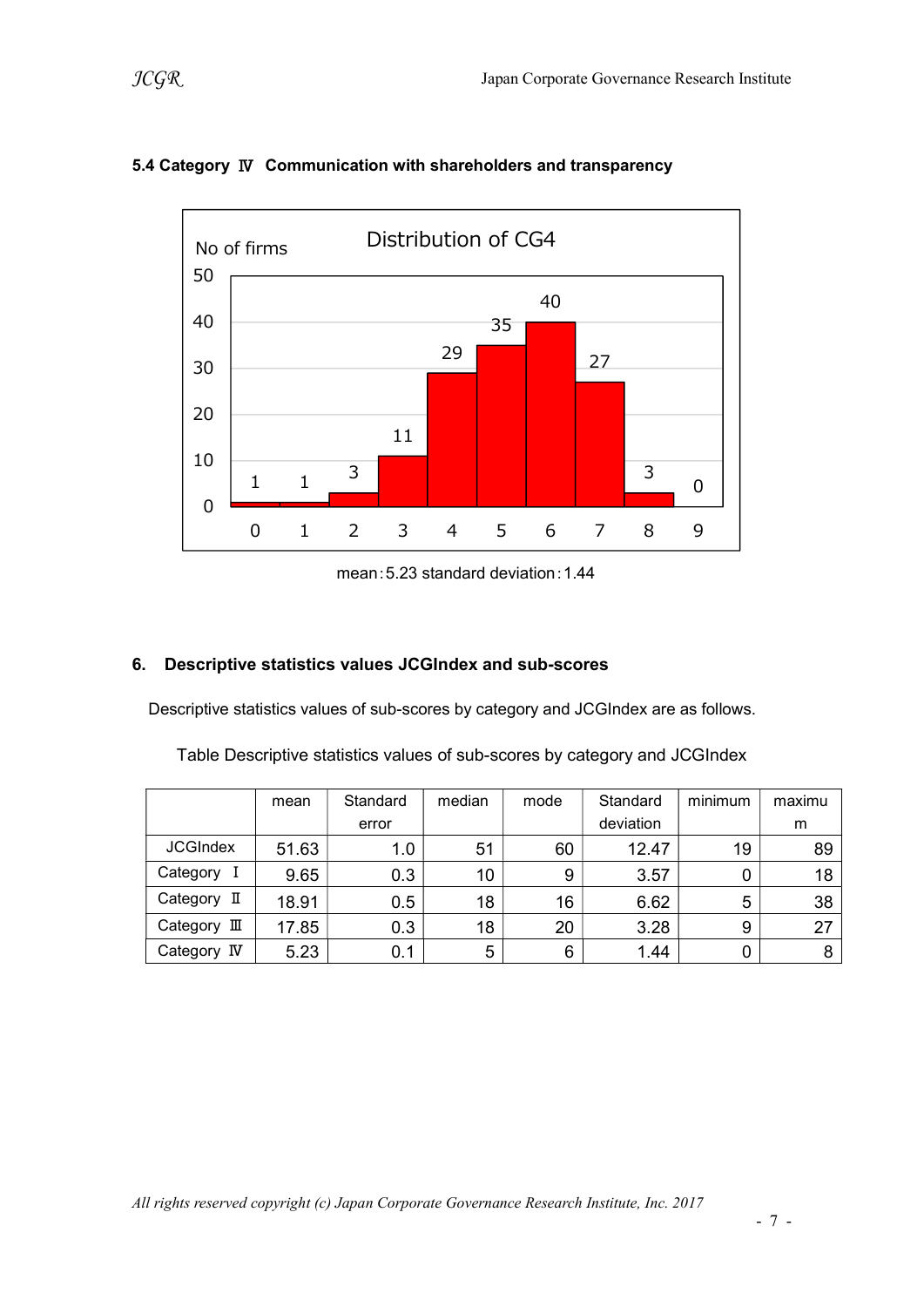### 5.4 Category Ⅳ Communication with shareholders and transparency

mean：5.23 standard deviation：1.44

## 6. Descriptive statistics values JCGIndex and sub-scores

Descriptive statistics values of sub-scores by category and JCGIndex are as follows.

Table Descriptive statistics values of sub-scores by category and JCGIndex

| | mean | Standard error | median | mode | Standard deviation | minimum | maximum |
|---|---|---|---|---|---|---|---|
| JCGIndex | 51.63 | 1.0 | 51 | 60 | 12.47 | 19 | 89 |
| Category Ⅰ | 9.65 | 0.3 | 10 | 9 | 3.57 | 0 | 18 |
| Category Ⅱ | 18.91 | 0.5 | 18 | 16 | 6.62 | 5 | 38 |
| Category Ⅲ | 17.85 | 0.3 | 18 | 20 | 3.28 | 9 | 27 |
| Category Ⅳ | 5.23 | 0.1 | 5 | 6 | 1.44 | 0 | 8 |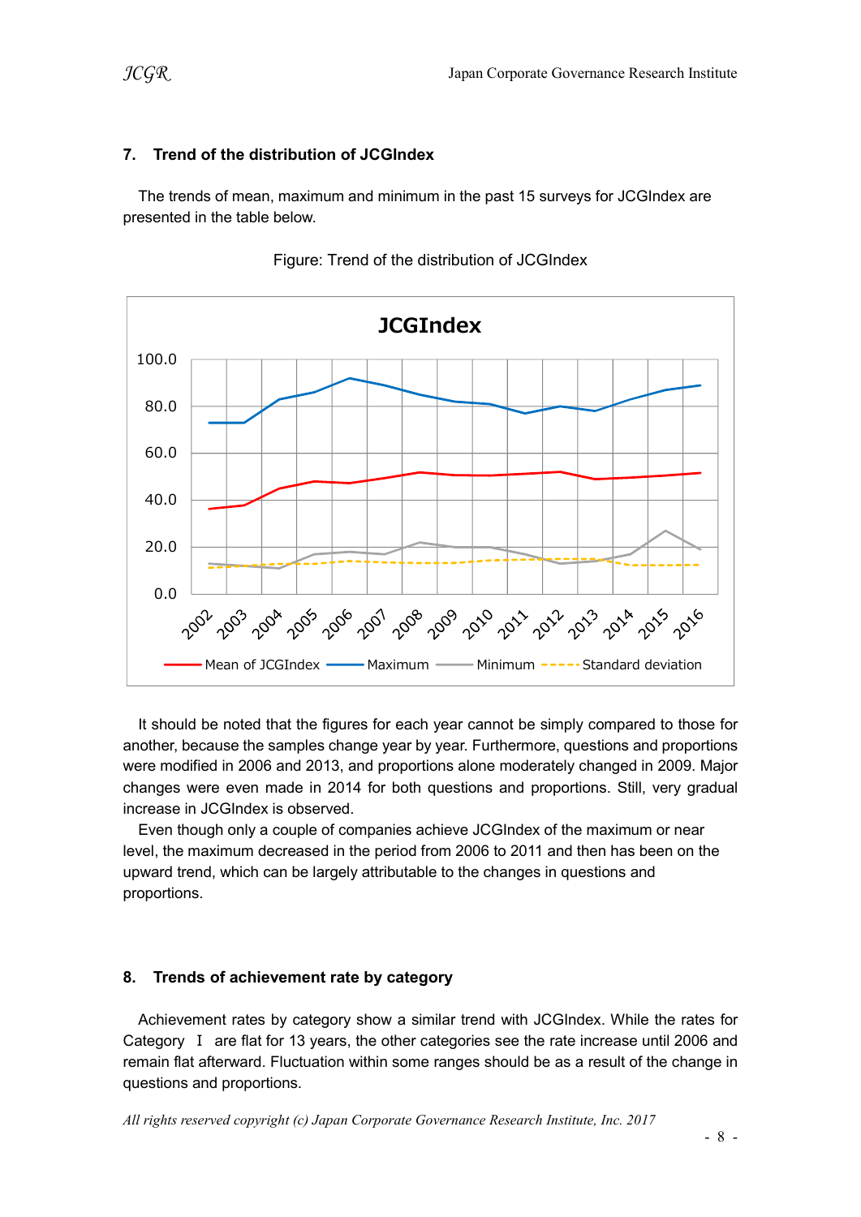## 7. Trend of the distribution of JCGIndex

The trends of mean, maximum and minimum in the past 15 surveys for JCGIndex are presented in the table below.

Figure: Trend of the distribution of JCGIndex

It should be noted that the figures for each year cannot be simply compared to those for another, because the samples change year by year. Furthermore, questions and proportions were modified in 2006 and 2013, and proportions alone moderately changed in 2009. Major changes were even made in 2014 for both questions and proportions. Still, very gradual increase in JCGIndex is observed.

Even though only a couple of companies achieve JCGIndex of the maximum or near level, the maximum decreased in the period from 2006 to 2011 and then has been on the upward trend, which can be largely attributable to the changes in questions and proportions.

## 8. Trends of achievement rate by category

Achievement rates by category show a similar trend with JCGIndex. While the rates for Category Ⅰ are flat for 13 years, the other categories see the rate increase until 2006 and remain flat afterward. Fluctuation within some ranges should be as a result of the change in questions and proportions.

*All rights reserved copyright (c) Japan Corporate Governance Research Institute, Inc. 2017*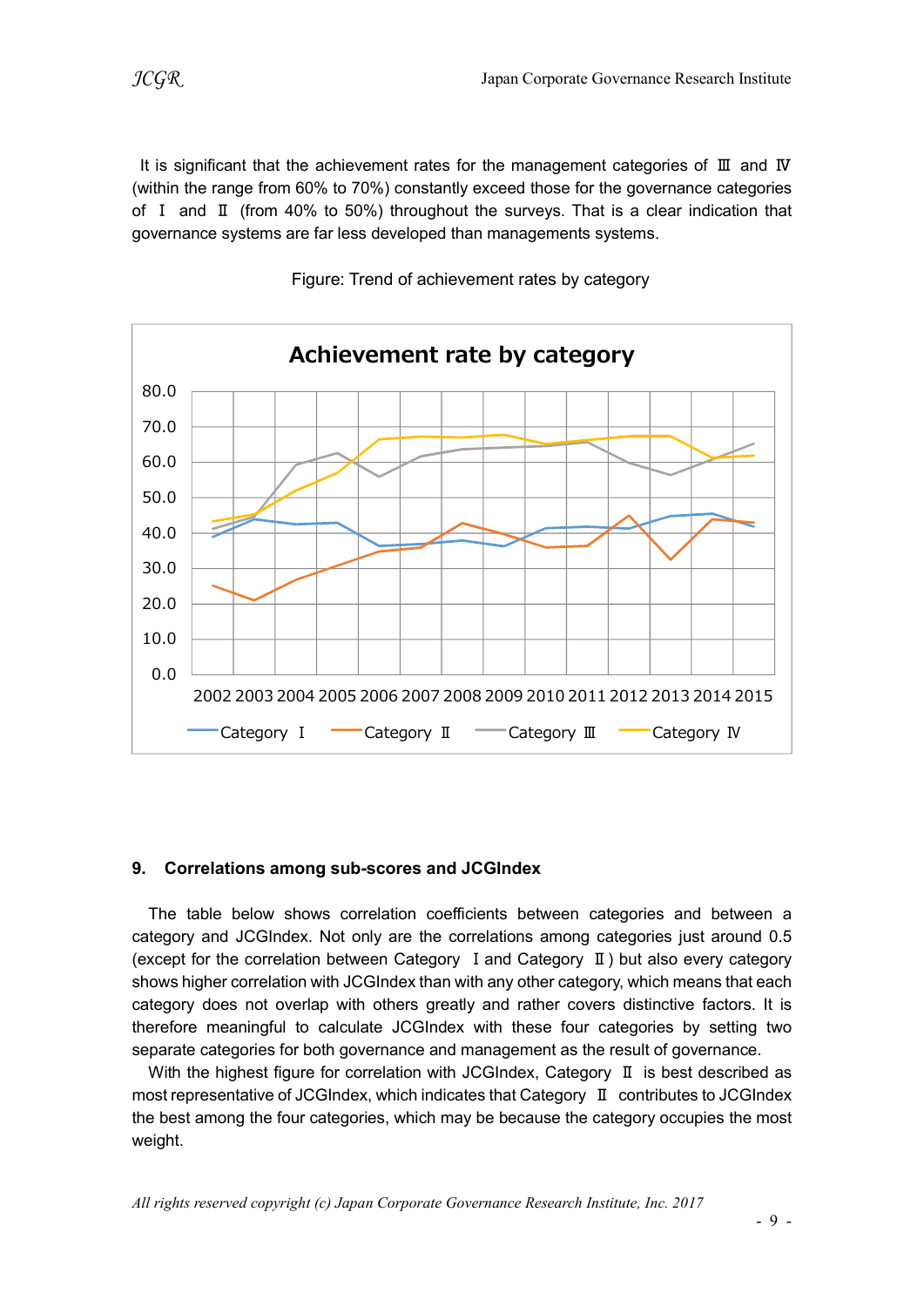It is significant that the achievement rates for the management categories of Ⅲ and Ⅳ (within the range from 60% to 70%) constantly exceed those for the governance categories of Ⅰ and Ⅱ (from 40% to 50%) throughout the surveys. That is a clear indication that governance systems are far less developed than managements systems.

Figure: Trend of achievement rates by category

## 9. Correlations among sub-scores and JCGIndex

The table below shows correlation coefficients between categories and between a category and JCGIndex. Not only are the correlations among categories just around 0.5 (except for the correlation between Category Ⅰ and Category Ⅱ) but also every category shows higher correlation with JCGIndex than with any other category, which means that each category does not overlap with others greatly and rather covers distinctive factors. It is therefore meaningful to calculate JCGIndex with these four categories by setting two separate categories for both governance and management as the result of governance.

With the highest figure for correlation with JCGIndex, Category Ⅱ is best described as most representative of JCGIndex, which indicates that Category Ⅱ contributes to JCGIndex the best among the four categories, which may be because the category occupies the most weight.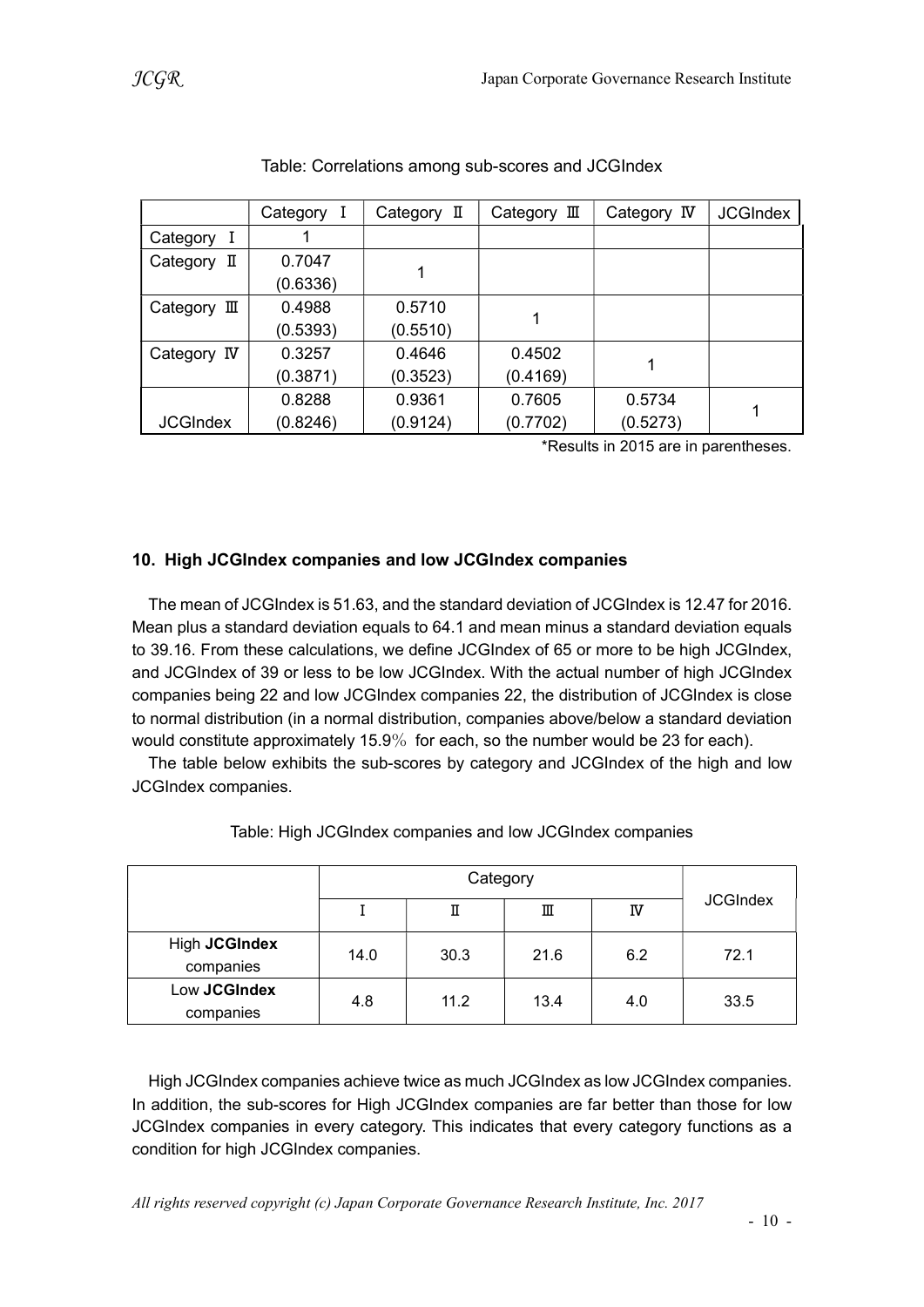Table: Correlations among sub-scores and JCGIndex

| | Category Ⅰ | Category Ⅱ | Category Ⅲ | Category Ⅳ | JCGIndex |
|---|---|---|---|---|---|
| Category Ⅰ | 1 | | | | |
| Category Ⅱ | 0.7047 (0.6336) | 1 | | | |
| Category Ⅲ | 0.4988 (0.5393) | 0.5710 (0.5510) | 1 | | |
| Category Ⅳ | 0.3257 (0.3871) | 0.4646 (0.3523) | 0.4502 (0.4169) | 1 | |
| JCGIndex | 0.8288 (0.8246) | 0.9361 (0.9124) | 0.7605 (0.7702) | 0.5734 (0.5273) | 1 |

*Results in 2015 are in parentheses.

## 10. High JCGIndex companies and low JCGIndex companies

The mean of JCGIndex is 51.63, and the standard deviation of JCGIndex is 12.47 for 2016. Mean plus a standard deviation equals to 64.1 and mean minus a standard deviation equals to 39.16. From these calculations, we define JCGIndex of 65 or more to be high JCGIndex, and JCGIndex of 39 or less to be low JCGIndex. With the actual number of high JCGIndex companies being 22 and low JCGIndex companies 22, the distribution of JCGIndex is close to normal distribution (in a normal distribution, companies above/below a standard deviation would constitute approximately 15.9% for each, so the number would be 23 for each).

The table below exhibits the sub-scores by category and JCGIndex of the high and low JCGIndex companies.

Table: High JCGIndex companies and low JCGIndex companies

| | Category | | | | JCGIndex |
|---|---|---|---|---|---|
| | Ⅰ | Ⅱ | Ⅲ | Ⅳ | |
| High **JCGIndex** companies | 14.0 | 30.3 | 21.6 | 6.2 | 72.1 |
| Low **JCGIndex** companies | 4.8 | 11.2 | 13.4 | 4.0 | 33.5 |

High JCGIndex companies achieve twice as much JCGIndex as low JCGIndex companies. In addition, the sub-scores for High JCGIndex companies are far better than those for low JCGIndex companies in every category. This indicates that every category functions as a condition for high JCGIndex companies.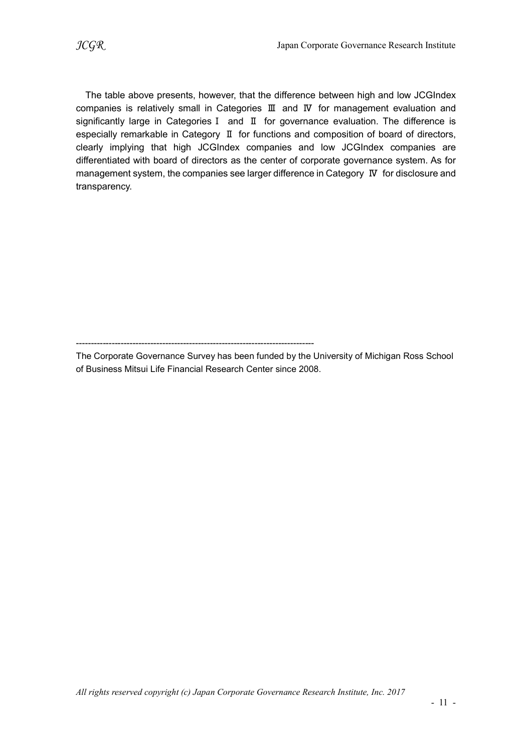The table above presents, however, that the difference between high and low JCGIndex companies is relatively small in Categories Ⅲ and Ⅳ for management evaluation and significantly large in Categories Ⅰ and Ⅱ for governance evaluation. The difference is especially remarkable in Category Ⅱ for functions and composition of board of directors, clearly implying that high JCGIndex companies and low JCGIndex companies are differentiated with board of directors as the center of corporate governance system. As for management system, the companies see larger difference in Category Ⅳ for disclosure and transparency.

--------------------------------------------------------------------------------

The Corporate Governance Survey has been funded by the University of Michigan Ross School of Business Mitsui Life Financial Research Center since 2008.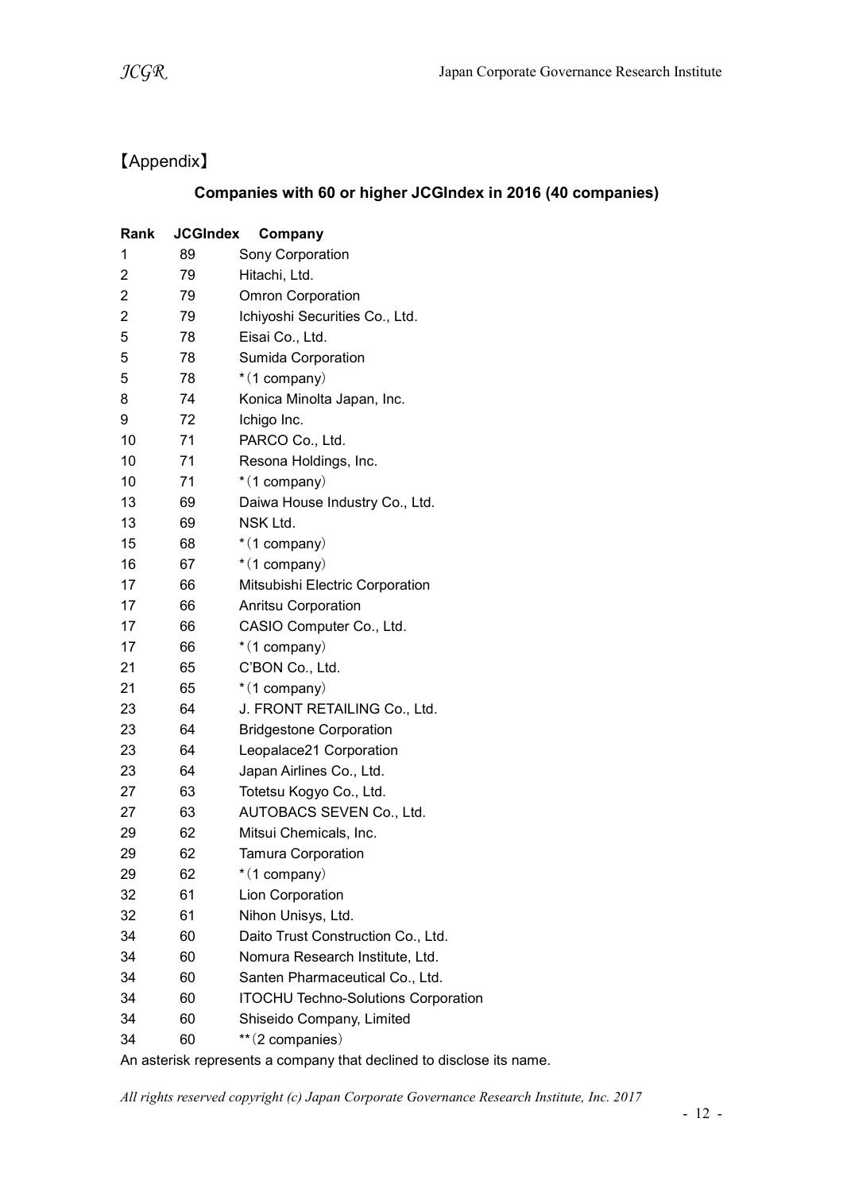【Appendix】

## Companies with 60 or higher JCGIndex in 2016 (40 companies)

| Rank | JCGIndex | Company |
|---|---|---|
| 1 | 89 | Sony Corporation |
| 2 | 79 | Hitachi, Ltd. |
| 2 | 79 | Omron Corporation |
| 2 | 79 | Ichiyoshi Securities Co., Ltd. |
| 5 | 78 | Eisai Co., Ltd. |
| 5 | 78 | Sumida Corporation |
| 5 | 78 | *（1 company） |
| 8 | 74 | Konica Minolta Japan, Inc. |
| 9 | 72 | Ichigo Inc. |
| 10 | 71 | PARCO Co., Ltd. |
| 10 | 71 | Resona Holdings, Inc. |
| 10 | 71 | *（1 company） |
| 13 | 69 | Daiwa House Industry Co., Ltd. |
| 13 | 69 | NSK Ltd. |
| 15 | 68 | *（1 company） |
| 16 | 67 | *（1 company） |
| 17 | 66 | Mitsubishi Electric Corporation |
| 17 | 66 | Anritsu Corporation |
| 17 | 66 | CASIO Computer Co., Ltd. |
| 17 | 66 | *（1 company） |
| 21 | 65 | C'BON Co., Ltd. |
| 21 | 65 | *（1 company） |
| 23 | 64 | J. FRONT RETAILING Co., Ltd. |
| 23 | 64 | Bridgestone Corporation |
| 23 | 64 | Leopalace21 Corporation |
| 23 | 64 | Japan Airlines Co., Ltd. |
| 27 | 63 | Totetsu Kogyo Co., Ltd. |
| 27 | 63 | AUTOBACS SEVEN Co., Ltd. |
| 29 | 62 | Mitsui Chemicals, Inc. |
| 29 | 62 | Tamura Corporation |
| 29 | 62 | *（1 company） |
| 32 | 61 | Lion Corporation |
| 32 | 61 | Nihon Unisys, Ltd. |
| 34 | 60 | Daito Trust Construction Co., Ltd. |
| 34 | 60 | Nomura Research Institute, Ltd. |
| 34 | 60 | Santen Pharmaceutical Co., Ltd. |
| 34 | 60 | ITOCHU Techno-Solutions Corporation |
| 34 | 60 | Shiseido Company, Limited |
| 34 | 60 | **（2 companies） |

An asterisk represents a company that declined to disclose its name.

*All rights reserved copyright (c) Japan Corporate Governance Research Institute, Inc. 2017*